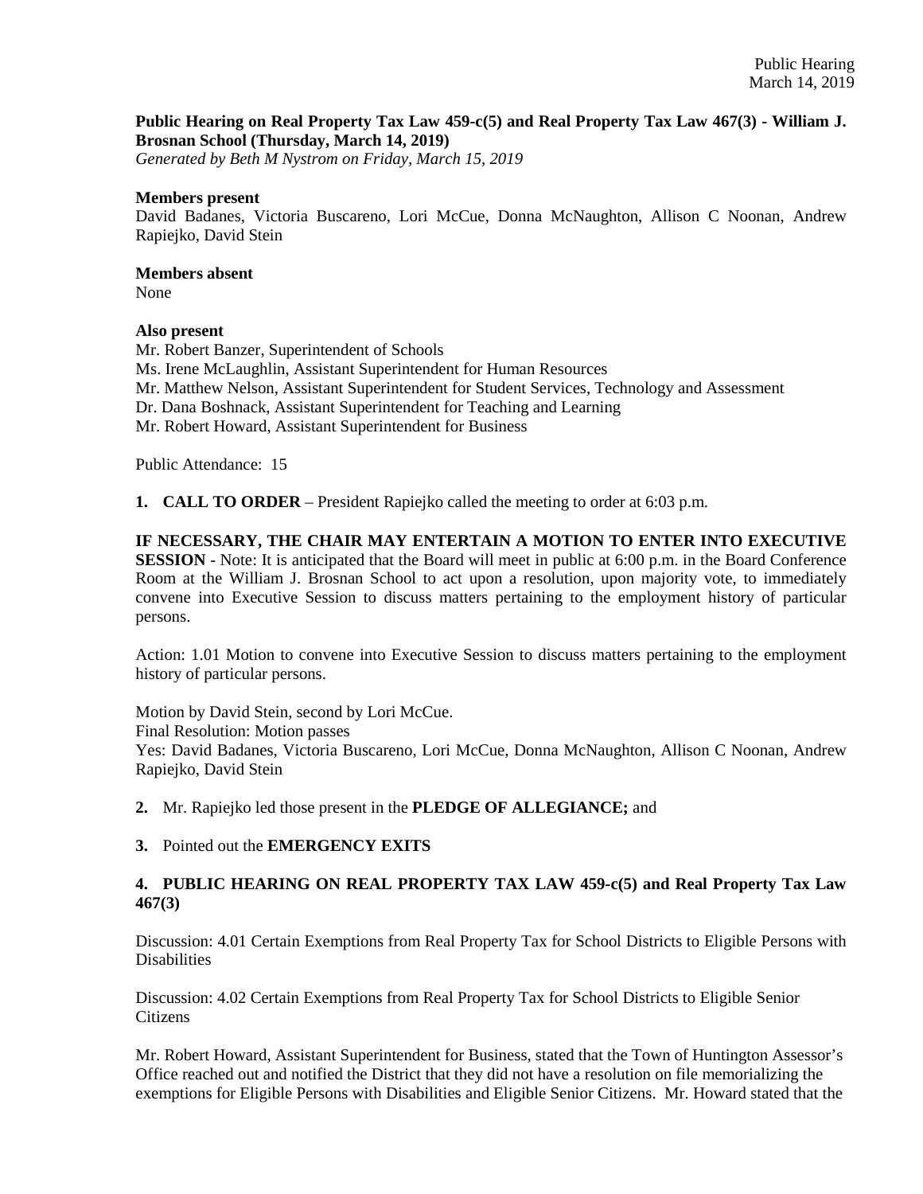**Public Hearing on Real Property Tax Law 459-c(5) and Real Property Tax Law 467(3) - William J. Brosnan School (Thursday, March 14, 2019)**
*Generated by Beth M Nystrom on Friday, March 15, 2019*

**Members present**
David Badanes, Victoria Buscareno, Lori McCue, Donna McNaughton, Allison C Noonan, Andrew Rapiejko, David Stein

**Members absent**
None

**Also present**
Mr. Robert Banzer, Superintendent of Schools
Ms. Irene McLaughlin, Assistant Superintendent for Human Resources
Mr. Matthew Nelson, Assistant Superintendent for Student Services, Technology and Assessment
Dr. Dana Boshnack, Assistant Superintendent for Teaching and Learning
Mr. Robert Howard, Assistant Superintendent for Business

Public Attendance: 15

**1. CALL TO ORDER** – President Rapiejko called the meeting to order at 6:03 p.m.

**IF NECESSARY, THE CHAIR MAY ENTERTAIN A MOTION TO ENTER INTO EXECUTIVE SESSION** - Note: It is anticipated that the Board will meet in public at 6:00 p.m. in the Board Conference Room at the William J. Brosnan School to act upon a resolution, upon majority vote, to immediately convene into Executive Session to discuss matters pertaining to the employment history of particular persons.

Action: 1.01 Motion to convene into Executive Session to discuss matters pertaining to the employment history of particular persons.

Motion by David Stein, second by Lori McCue.
Final Resolution: Motion passes
Yes: David Badanes, Victoria Buscareno, Lori McCue, Donna McNaughton, Allison C Noonan, Andrew Rapiejko, David Stein

**2.** Mr. Rapiejko led those present in the **PLEDGE OF ALLEGIANCE;** and

**3.** Pointed out the **EMERGENCY EXITS**

**4. PUBLIC HEARING ON REAL PROPERTY TAX LAW 459-c(5) and Real Property Tax Law 467(3)**

Discussion: 4.01 Certain Exemptions from Real Property Tax for School Districts to Eligible Persons with Disabilities

Discussion: 4.02 Certain Exemptions from Real Property Tax for School Districts to Eligible Senior Citizens

Mr. Robert Howard, Assistant Superintendent for Business, stated that the Town of Huntington Assessor's Office reached out and notified the District that they did not have a resolution on file memorializing the exemptions for Eligible Persons with Disabilities and Eligible Senior Citizens. Mr. Howard stated that the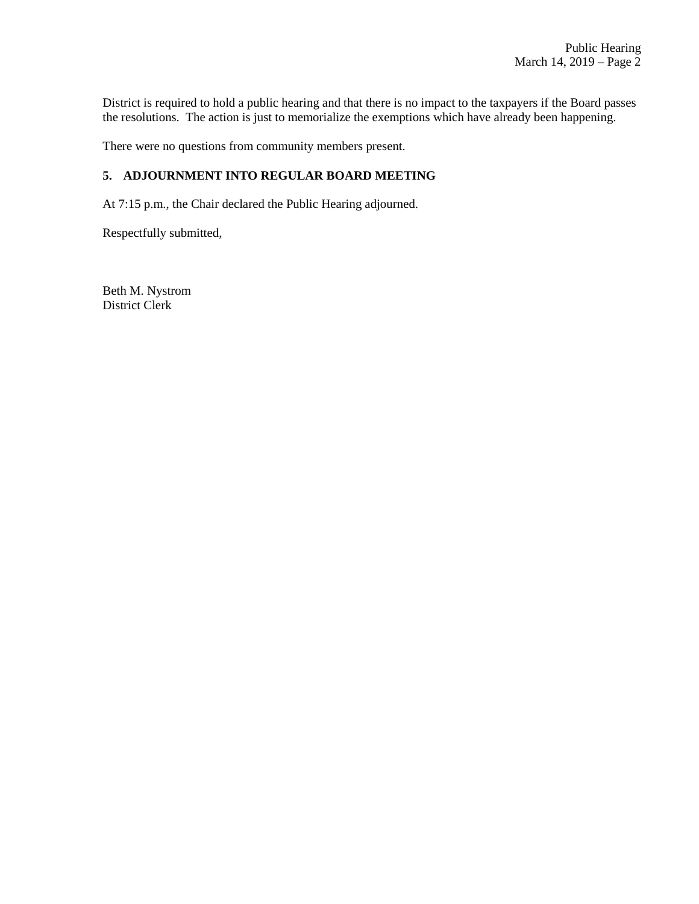District is required to hold a public hearing and that there is no impact to the taxpayers if the Board passes the resolutions. The action is just to memorialize the exemptions which have already been happening.

There were no questions from community members present.

**5. ADJOURNMENT INTO REGULAR BOARD MEETING**

At 7:15 p.m., the Chair declared the Public Hearing adjourned.

Respectfully submitted,

Beth M. Nystrom
District Clerk